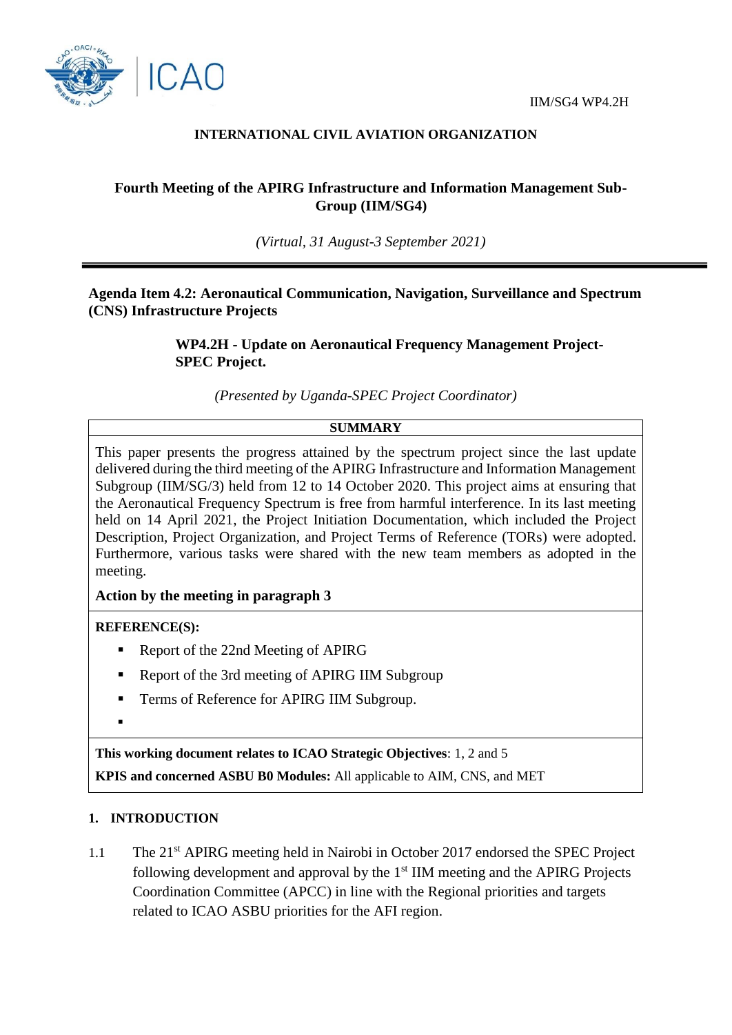IIM/SG4 WP4.2H

**INTERNATIONAL CIVIL AVIATION ORGANIZATION**

# Fourth Meeting of the APIRG Infrastructure and Information Management Sub-Group (IIM/SG4)

*(Virtual, 31 August-3 September 2021)*

---

**Agenda Item 4.2: Aeronautical Communication, Navigation, Surveillance and Spectrum (CNS) Infrastructure Projects**

**WP4.2H - Update on Aeronautical Frequency Management Project-SPEC Project.**

*(Presented by Uganda-SPEC Project Coordinator)*

| SUMMARY |
|---|
| This paper presents the progress attained by the spectrum project since the last update delivered during the third meeting of the APIRG Infrastructure and Information Management Subgroup (IIM/SG/3) held from 12 to 14 October 2020. This project aims at ensuring that the Aeronautical Frequency Spectrum is free from harmful interference. In its last meeting held on 14 April 2021, the Project Initiation Documentation, which included the Project Description, Project Organization, and Project Terms of Reference (TORs) were adopted. Furthermore, various tasks were shared with the new team members as adopted in the meeting. **Action by the meeting in paragraph 3** |
| **REFERENCE(S):** <br>▪ Report of the 22nd Meeting of APIRG <br>▪ Report of the 3rd meeting of APIRG IIM Subgroup <br>▪ Terms of Reference for APIRG IIM Subgroup. <br>▪ |
| **This working document relates to ICAO Strategic Objectives**: 1, 2 and 5 <br>**KPIS and concerned ASBU B0 Modules:** All applicable to AIM, CNS, and MET |

## 1. INTRODUCTION

1.1 The 21st APIRG meeting held in Nairobi in October 2017 endorsed the SPEC Project following development and approval by the 1st IIM meeting and the APIRG Projects Coordination Committee (APCC) in line with the Regional priorities and targets related to ICAO ASBU priorities for the AFI region.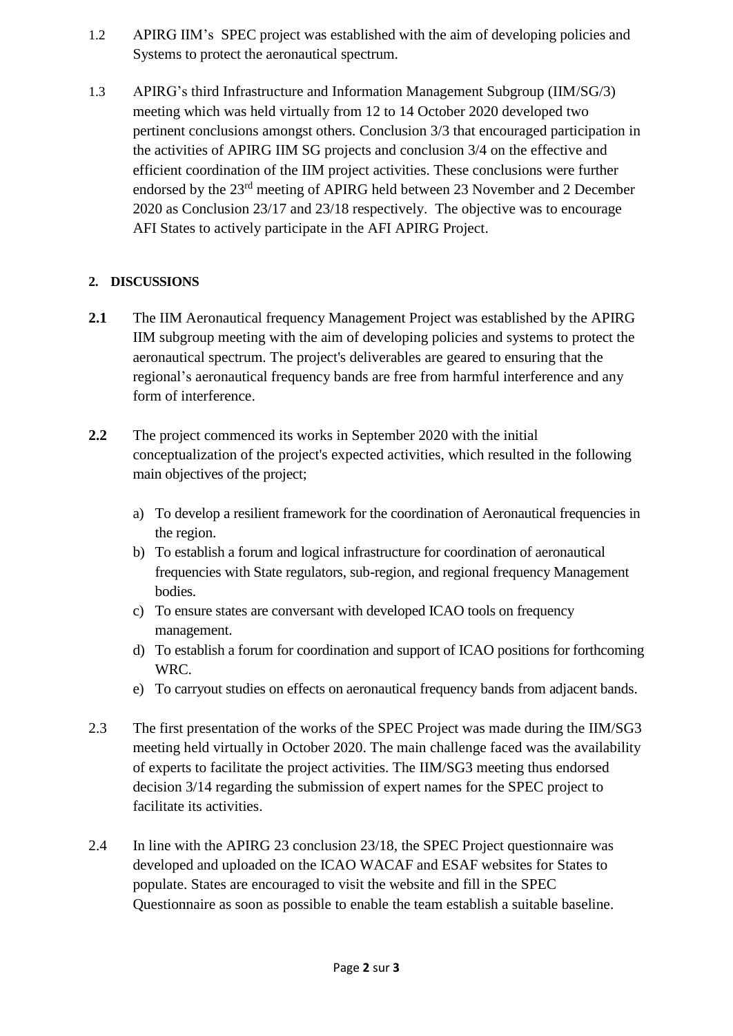1.2 APIRG IIM's SPEC project was established with the aim of developing policies and Systems to protect the aeronautical spectrum.

1.3 APIRG's third Infrastructure and Information Management Subgroup (IIM/SG/3) meeting which was held virtually from 12 to 14 October 2020 developed two pertinent conclusions amongst others. Conclusion 3/3 that encouraged participation in the activities of APIRG IIM SG projects and conclusion 3/4 on the effective and efficient coordination of the IIM project activities. These conclusions were further endorsed by the 23rd meeting of APIRG held between 23 November and 2 December 2020 as Conclusion 23/17 and 23/18 respectively. The objective was to encourage AFI States to actively participate in the AFI APIRG Project.

## 2. DISCUSSIONS

**2.1** The IIM Aeronautical frequency Management Project was established by the APIRG IIM subgroup meeting with the aim of developing policies and systems to protect the aeronautical spectrum. The project's deliverables are geared to ensuring that the regional's aeronautical frequency bands are free from harmful interference and any form of interference.

**2.2** The project commenced its works in September 2020 with the initial conceptualization of the project's expected activities, which resulted in the following main objectives of the project;

a) To develop a resilient framework for the coordination of Aeronautical frequencies in the region.
b) To establish a forum and logical infrastructure for coordination of aeronautical frequencies with State regulators, sub-region, and regional frequency Management bodies.
c) To ensure states are conversant with developed ICAO tools on frequency management.
d) To establish a forum for coordination and support of ICAO positions for forthcoming WRC.
e) To carryout studies on effects on aeronautical frequency bands from adjacent bands.

2.3 The first presentation of the works of the SPEC Project was made during the IIM/SG3 meeting held virtually in October 2020. The main challenge faced was the availability of experts to facilitate the project activities. The IIM/SG3 meeting thus endorsed decision 3/14 regarding the submission of expert names for the SPEC project to facilitate its activities.

2.4 In line with the APIRG 23 conclusion 23/18, the SPEC Project questionnaire was developed and uploaded on the ICAO WACAF and ESAF websites for States to populate. States are encouraged to visit the website and fill in the SPEC Questionnaire as soon as possible to enable the team establish a suitable baseline.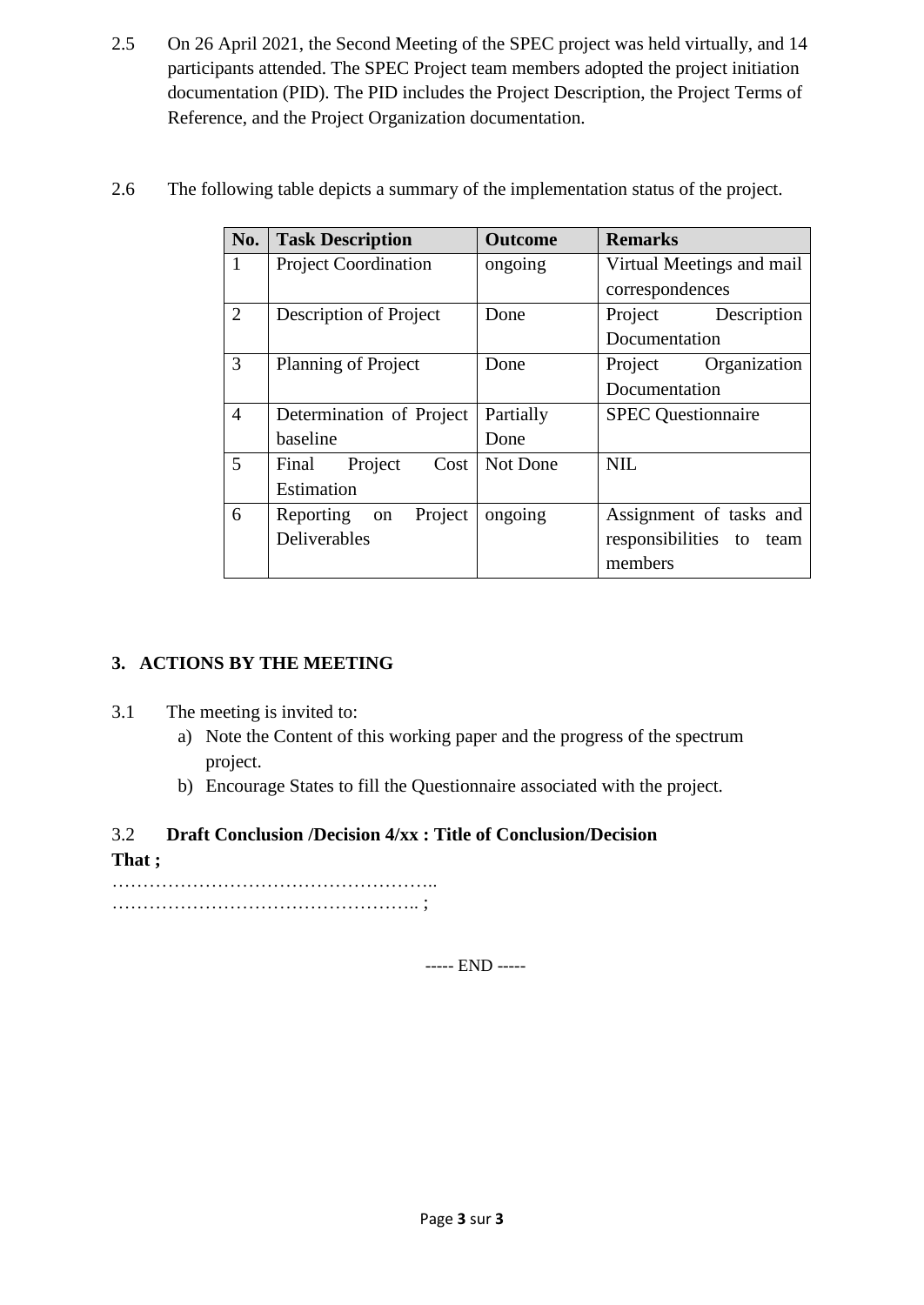2.5 On 26 April 2021, the Second Meeting of the SPEC project was held virtually, and 14 participants attended. The SPEC Project team members adopted the project initiation documentation (PID). The PID includes the Project Description, the Project Terms of Reference, and the Project Organization documentation.

2.6 The following table depicts a summary of the implementation status of the project.

| No. | Task Description | Outcome | Remarks |
|---|---|---|---|
| 1 | Project Coordination | ongoing | Virtual Meetings and mail correspondences |
| 2 | Description of Project | Done | Project Description Documentation |
| 3 | Planning of Project | Done | Project Organization Documentation |
| 4 | Determination of Project baseline | Partially Done | SPEC Questionnaire |
| 5 | Final Project Cost Estimation | Not Done | NIL |
| 6 | Reporting on Project Deliverables | ongoing | Assignment of tasks and responsibilities to team members |

## 3. ACTIONS BY THE MEETING

3.1 The meeting is invited to:

a) Note the Content of this working paper and the progress of the spectrum project.

b) Encourage States to fill the Questionnaire associated with the project.

3.2 **Draft Conclusion /Decision 4/xx : Title of Conclusion/Decision**

**That ;**

……………………………………………..

………………………………………….. ;

----- END -----